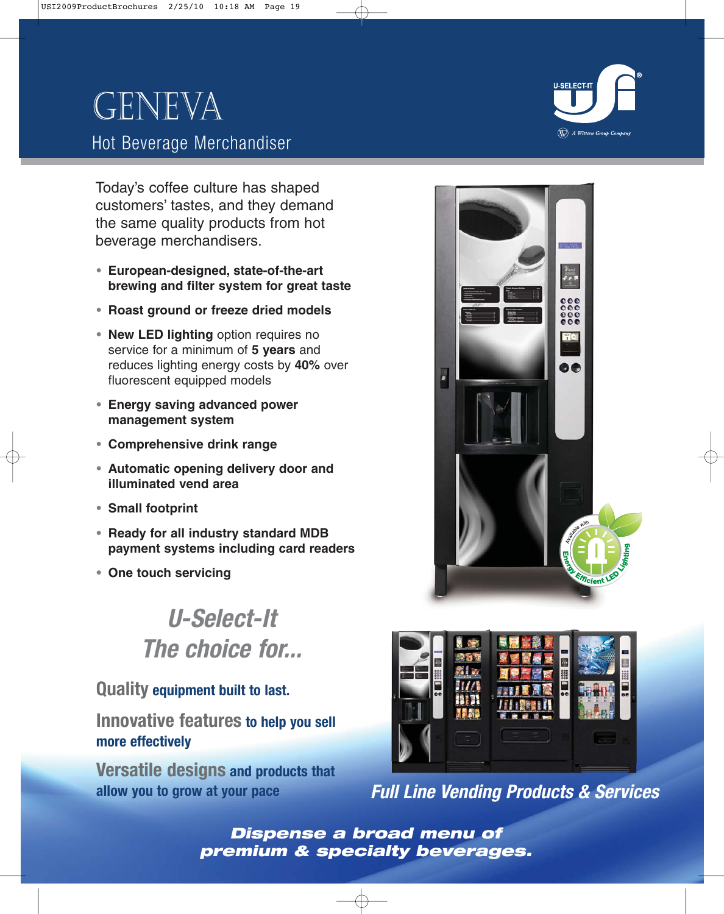# GENEVA

## Hot Beverage Merchandiser

Today's coffee culture has shaped customers' tastes, and they demand the same quality products from hot beverage merchandisers.

- **European-designed, state-of-the-art brewing and filter system for great taste**
- **Roast ground or freeze dried models**
- **New LED lighting** option requires no service for a minimum of **5 years** and reduces lighting energy costs by **40%** over fluorescent equipped models
- **Energy saving advanced power management system**
- **Comprehensive drink range**
- **Automatic opening delivery door and illuminated vend area**
- **Small footprint**
- **Ready for all industry standard MDB payment systems including card readers**
- **One touch servicing**

Available with Energy Efficient LED Lighting

## *U-Select-It The choice for...*

**Quality** equipment built to last.

**Innovative features** to help you sell more effectively

**Versatile designs** and products that allow you to grow at your pace

***Full Line Vending Products & Services***

***Dispense a broad menu of premium & specialty beverages.***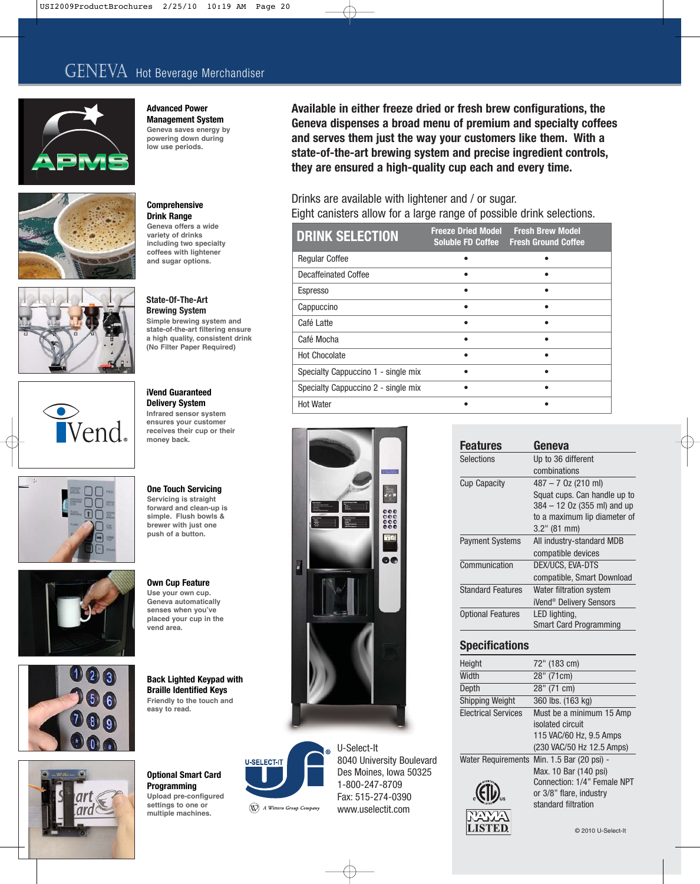# GENEVA Hot Beverage Merchandiser

**Advanced Power Management System**
Geneva saves energy by powering down during low use periods.

**Comprehensive Drink Range**
Geneva offers a wide variety of drinks including two specialty coffees with lightener and sugar options.

**State-Of-The-Art Brewing System**
Simple brewing system and state-of-the-art filtering ensure a high quality, consistent drink (No Filter Paper Required)

**iVend Guaranteed Delivery System**
Infrared sensor system ensures your customer receives their cup or their money back.

**One Touch Servicing**
Servicing is straight forward and clean-up is simple. Flush bowls & brewer with just one push of a button.

**Own Cup Feature**
Use your own cup. Geneva automatically senses when you've placed your cup in the vend area.

**Back Lighted Keypad with Braille Identified Keys**
Friendly to the touch and easy to read.

**Optional Smart Card Programming**
Upload pre-configured settings to one or multiple machines.

**Available in either freeze dried or fresh brew configurations, the Geneva dispenses a broad menu of premium and specialty coffees and serves them just the way your customers like them. With a state-of-the-art brewing system and precise ingredient controls, they are ensured a high-quality cup each and every time.**

Drinks are available with lightener and / or sugar.
Eight canisters allow for a large range of possible drink selections.

| DRINK SELECTION | Freeze Dried Model Soluble FD Coffee | Fresh Brew Model Fresh Ground Coffee |
|---|---|---|
| Regular Coffee | • | • |
| Decaffeinated Coffee | • | • |
| Espresso | • | • |
| Cappuccino | • | • |
| Café Latte | • | • |
| Café Mocha | • | • |
| Hot Chocolate | • | • |
| Specialty Cappuccino 1 - single mix | • | • |
| Specialty Cappuccino 2 - single mix | • | • |
| Hot Water | • | • |

## Features

| Features | Geneva |
|---|---|
| Selections | Up to 36 different combinations |
| Cup Capacity | 487 – 7 Oz (210 ml) Squat cups. Can handle up to 384 – 12 Oz (355 ml) and up to a maximum lip diameter of 3.2" (81 mm) |
| Payment Systems | All industry-standard MDB compatible devices |
| Communication | DEX/UCS, EVA-DTS compatible, Smart Download |
| Standard Features | Water filtration system iVend® Delivery Sensors |
| Optional Features | LED lighting, Smart Card Programming |

## Specifications

| | |
|---|---|
| Height | 72" (183 cm) |
| Width | 28" (71cm) |
| Depth | 28" (71 cm) |
| Shipping Weight | 360 lbs. (163 kg) |
| Electrical Services | Must be a minimum 15 Amp isolated circuit 115 VAC/60 Hz, 9.5 Amps (230 VAC/50 Hz 12.5 Amps) |
| Water Requirements | Min. 1.5 Bar (20 psi) - Max. 10 Bar (140 psi) Connection: 1/4" Female NPT or 3/8" flare, industry standard filtration |

NAMA LISTED

U-Select-It
8040 University Boulevard
Des Moines, Iowa 50325
1-800-247-8709
Fax: 515-274-0390
www.uselectit.com

A Wittern Group Company

© 2010 U-Select-It